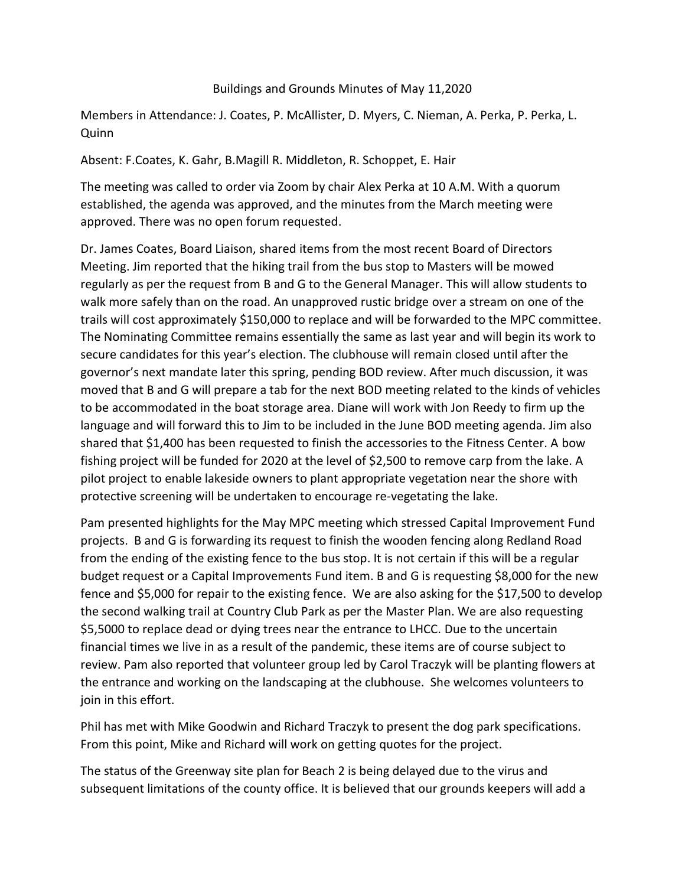Buildings and Grounds Minutes of May 11,2020

Members in Attendance: J. Coates, P. McAllister, D. Myers, C. Nieman, A. Perka, P. Perka, L. Quinn

Absent: F.Coates, K. Gahr, B.Magill R. Middleton, R. Schoppet, E. Hair

The meeting was called to order via Zoom by chair Alex Perka at 10 A.M. With a quorum established, the agenda was approved, and the minutes from the March meeting were approved. There was no open forum requested.

Dr. James Coates, Board Liaison, shared items from the most recent Board of Directors Meeting. Jim reported that the hiking trail from the bus stop to Masters will be mowed regularly as per the request from B and G to the General Manager. This will allow students to walk more safely than on the road. An unapproved rustic bridge over a stream on one of the trails will cost approximately $150,000 to replace and will be forwarded to the MPC committee. The Nominating Committee remains essentially the same as last year and will begin its work to secure candidates for this year's election. The clubhouse will remain closed until after the governor's next mandate later this spring, pending BOD review. After much discussion, it was moved that B and G will prepare a tab for the next BOD meeting related to the kinds of vehicles to be accommodated in the boat storage area. Diane will work with Jon Reedy to firm up the language and will forward this to Jim to be included in the June BOD meeting agenda. Jim also shared that $1,400 has been requested to finish the accessories to the Fitness Center. A bow fishing project will be funded for 2020 at the level of $2,500 to remove carp from the lake. A pilot project to enable lakeside owners to plant appropriate vegetation near the shore with protective screening will be undertaken to encourage re-vegetating the lake.

Pam presented highlights for the May MPC meeting which stressed Capital Improvement Fund projects. B and G is forwarding its request to finish the wooden fencing along Redland Road from the ending of the existing fence to the bus stop. It is not certain if this will be a regular budget request or a Capital Improvements Fund item. B and G is requesting $8,000 for the new fence and $5,000 for repair to the existing fence. We are also asking for the $17,500 to develop the second walking trail at Country Club Park as per the Master Plan. We are also requesting $5,5000 to replace dead or dying trees near the entrance to LHCC. Due to the uncertain financial times we live in as a result of the pandemic, these items are of course subject to review. Pam also reported that volunteer group led by Carol Traczyk will be planting flowers at the entrance and working on the landscaping at the clubhouse. She welcomes volunteers to join in this effort.

Phil has met with Mike Goodwin and Richard Traczyk to present the dog park specifications. From this point, Mike and Richard will work on getting quotes for the project.

The status of the Greenway site plan for Beach 2 is being delayed due to the virus and subsequent limitations of the county office. It is believed that our grounds keepers will add a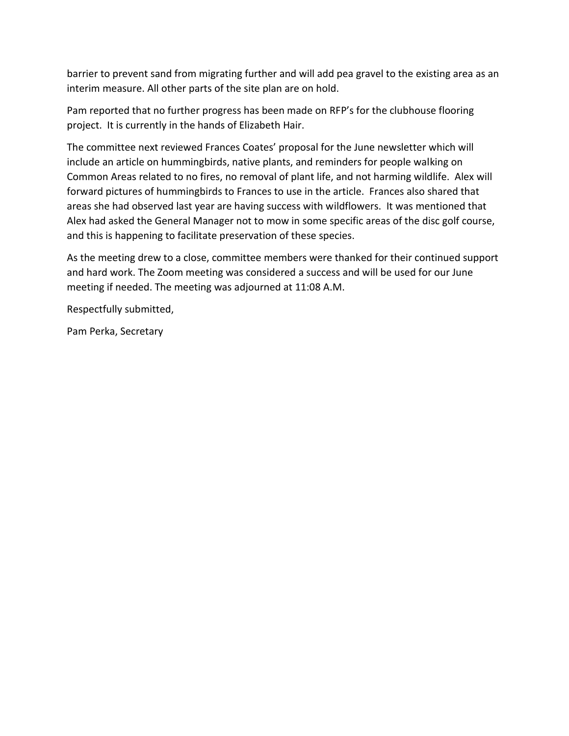barrier to prevent sand from migrating further and will add pea gravel to the existing area as an interim measure. All other parts of the site plan are on hold.

Pam reported that no further progress has been made on RFP's for the clubhouse flooring project. It is currently in the hands of Elizabeth Hair.

The committee next reviewed Frances Coates' proposal for the June newsletter which will include an article on hummingbirds, native plants, and reminders for people walking on Common Areas related to no fires, no removal of plant life, and not harming wildlife. Alex will forward pictures of hummingbirds to Frances to use in the article. Frances also shared that areas she had observed last year are having success with wildflowers. It was mentioned that Alex had asked the General Manager not to mow in some specific areas of the disc golf course, and this is happening to facilitate preservation of these species.

As the meeting drew to a close, committee members were thanked for their continued support and hard work. The Zoom meeting was considered a success and will be used for our June meeting if needed. The meeting was adjourned at 11:08 A.M.

Respectfully submitted,

Pam Perka, Secretary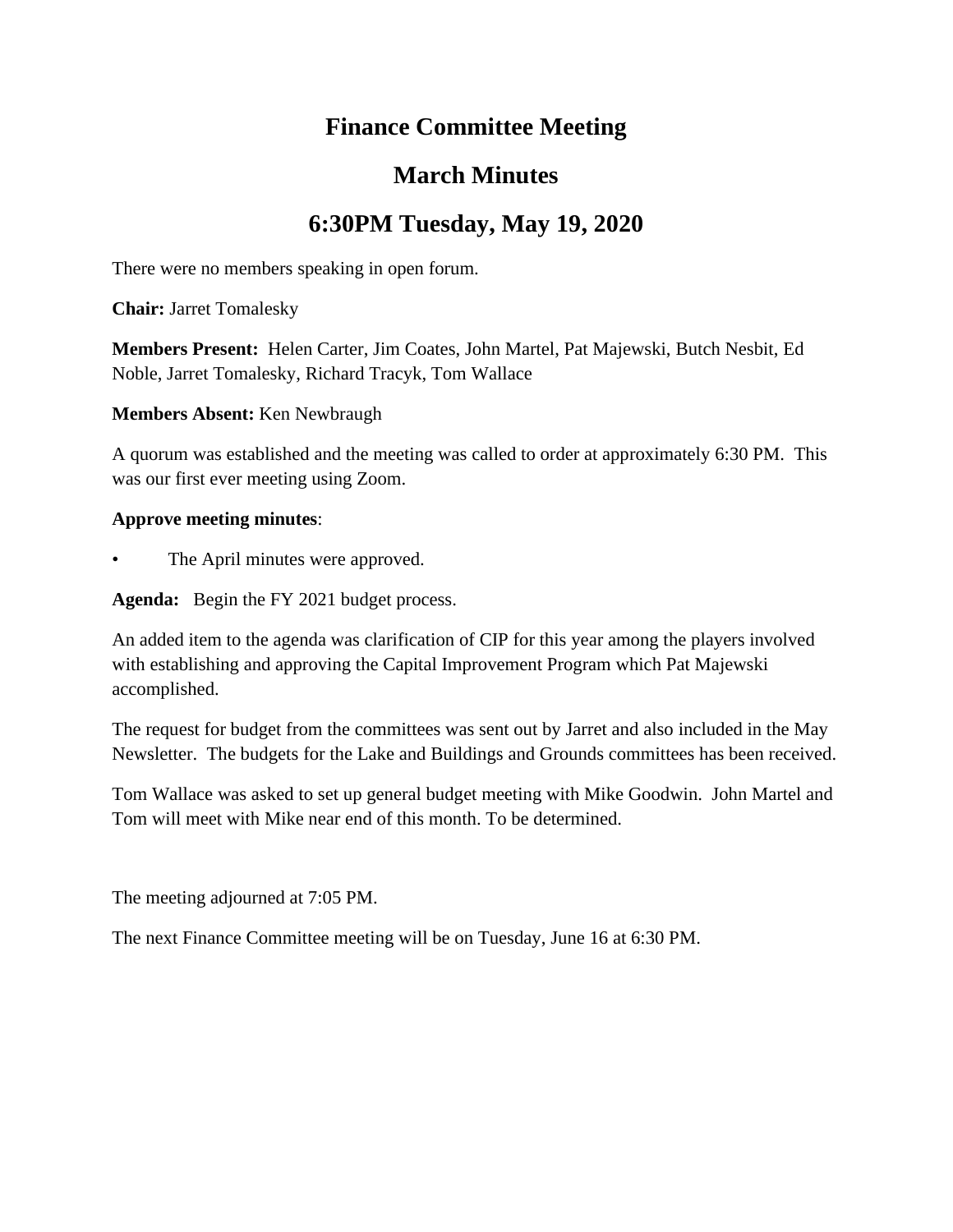# Finance Committee Meeting

# March Minutes

# 6:30PM Tuesday, May 19, 2020

There were no members speaking in open forum.

**Chair:** Jarret Tomalesky

**Members Present:** Helen Carter, Jim Coates, John Martel, Pat Majewski, Butch Nesbit, Ed Noble, Jarret Tomalesky, Richard Tracyk, Tom Wallace

**Members Absent:** Ken Newbraugh

A quorum was established and the meeting was called to order at approximately 6:30 PM. This was our first ever meeting using Zoom.

**Approve meeting minutes**:

- The April minutes were approved.

**Agenda:** Begin the FY 2021 budget process.

An added item to the agenda was clarification of CIP for this year among the players involved with establishing and approving the Capital Improvement Program which Pat Majewski accomplished.

The request for budget from the committees was sent out by Jarret and also included in the May Newsletter. The budgets for the Lake and Buildings and Grounds committees has been received.

Tom Wallace was asked to set up general budget meeting with Mike Goodwin. John Martel and Tom will meet with Mike near end of this month. To be determined.

The meeting adjourned at 7:05 PM.

The next Finance Committee meeting will be on Tuesday, June 16 at 6:30 PM.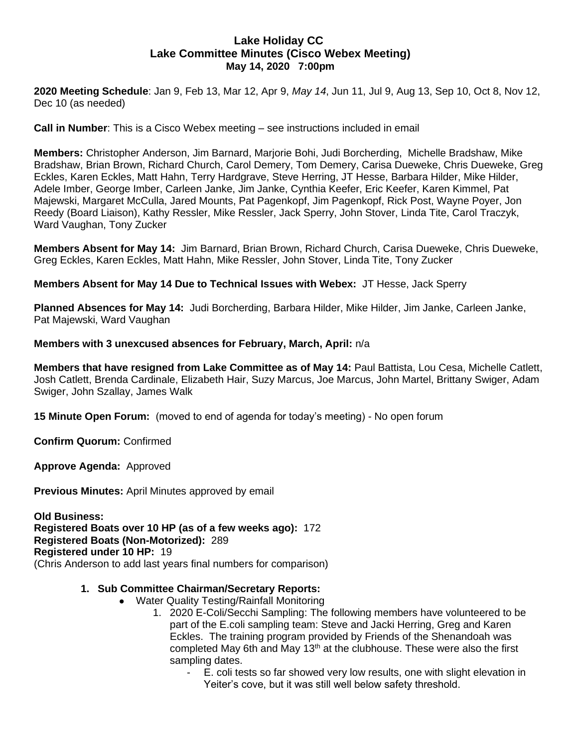# Lake Holiday CC
## Lake Committee Minutes (Cisco Webex Meeting)
### May 14, 2020 7:00pm

**2020 Meeting Schedule**: Jan 9, Feb 13, Mar 12, Apr 9, *May 14*, Jun 11, Jul 9, Aug 13, Sep 10, Oct 8, Nov 12, Dec 10 (as needed)

**Call in Number**: This is a Cisco Webex meeting – see instructions included in email

**Members:** Christopher Anderson, Jim Barnard, Marjorie Bohi, Judi Borcherding, Michelle Bradshaw, Mike Bradshaw, Brian Brown, Richard Church, Carol Demery, Tom Demery, Carisa Dueweke, Chris Dueweke, Greg Eckles, Karen Eckles, Matt Hahn, Terry Hardgrave, Steve Herring, JT Hesse, Barbara Hilder, Mike Hilder, Adele Imber, George Imber, Carleen Janke, Jim Janke, Cynthia Keefer, Eric Keefer, Karen Kimmel, Pat Majewski, Margaret McCulla, Jared Mounts, Pat Pagenkopf, Jim Pagenkopf, Rick Post, Wayne Poyer, Jon Reedy (Board Liaison), Kathy Ressler, Mike Ressler, Jack Sperry, John Stover, Linda Tite, Carol Traczyk, Ward Vaughan, Tony Zucker

**Members Absent for May 14:** Jim Barnard, Brian Brown, Richard Church, Carisa Dueweke, Chris Dueweke, Greg Eckles, Karen Eckles, Matt Hahn, Mike Ressler, John Stover, Linda Tite, Tony Zucker

**Members Absent for May 14 Due to Technical Issues with Webex:** JT Hesse, Jack Sperry

**Planned Absences for May 14:** Judi Borcherding, Barbara Hilder, Mike Hilder, Jim Janke, Carleen Janke, Pat Majewski, Ward Vaughan

**Members with 3 unexcused absences for February, March, April:** n/a

**Members that have resigned from Lake Committee as of May 14:** Paul Battista, Lou Cesa, Michelle Catlett, Josh Catlett, Brenda Cardinale, Elizabeth Hair, Suzy Marcus, Joe Marcus, John Martel, Brittany Swiger, Adam Swiger, John Szallay, James Walk

**15 Minute Open Forum:** (moved to end of agenda for today's meeting) - No open forum

**Confirm Quorum:** Confirmed

**Approve Agenda:** Approved

**Previous Minutes:** April Minutes approved by email

**Old Business:**
**Registered Boats over 10 HP (as of a few weeks ago):** 172
**Registered Boats (Non-Motorized):** 289
**Registered under 10 HP:** 19
(Chris Anderson to add last years final numbers for comparison)

1. **Sub Committee Chairman/Secretary Reports:**
   - Water Quality Testing/Rainfall Monitoring
     1. 2020 E-Coli/Secchi Sampling: The following members have volunteered to be part of the E.coli sampling team: Steve and Jacki Herring, Greg and Karen Eckles. The training program provided by Friends of the Shenandoah was completed May 6th and May 13th at the clubhouse. These were also the first sampling dates.
        - E. coli tests so far showed very low results, one with slight elevation in Yeiter's cove, but it was still well below safety threshold.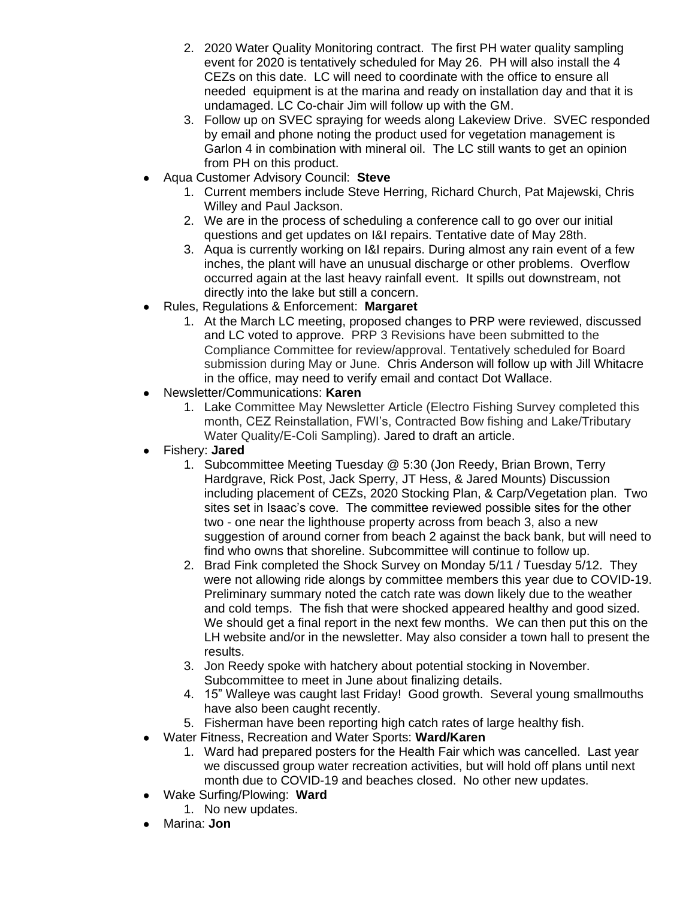2. 2020 Water Quality Monitoring contract. The first PH water quality sampling event for 2020 is tentatively scheduled for May 26. PH will also install the 4 CEZs on this date. LC will need to coordinate with the office to ensure all needed equipment is at the marina and ready on installation day and that it is undamaged. LC Co-chair Jim will follow up with the GM.
3. Follow up on SVEC spraying for weeds along Lakeview Drive. SVEC responded by email and phone noting the product used for vegetation management is Garlon 4 in combination with mineral oil. The LC still wants to get an opinion from PH on this product.

- Aqua Customer Advisory Council: **Steve**
  1. Current members include Steve Herring, Richard Church, Pat Majewski, Chris Willey and Paul Jackson.
  2. We are in the process of scheduling a conference call to go over our initial questions and get updates on I&I repairs. Tentative date of May 28th.
  3. Aqua is currently working on I&I repairs. During almost any rain event of a few inches, the plant will have an unusual discharge or other problems. Overflow occurred again at the last heavy rainfall event. It spills out downstream, not directly into the lake but still a concern.
- Rules, Regulations & Enforcement: **Margaret**
  1. At the March LC meeting, proposed changes to PRP were reviewed, discussed and LC voted to approve. PRP 3 Revisions have been submitted to the Compliance Committee for review/approval. Tentatively scheduled for Board submission during May or June. Chris Anderson will follow up with Jill Whitacre in the office, may need to verify email and contact Dot Wallace.
- Newsletter/Communications: **Karen**
  1. Lake Committee May Newsletter Article (Electro Fishing Survey completed this month, CEZ Reinstallation, FWI's, Contracted Bow fishing and Lake/Tributary Water Quality/E-Coli Sampling). Jared to draft an article.
- Fishery: **Jared**
  1. Subcommittee Meeting Tuesday @ 5:30 (Jon Reedy, Brian Brown, Terry Hardgrave, Rick Post, Jack Sperry, JT Hess, & Jared Mounts) Discussion including placement of CEZs, 2020 Stocking Plan, & Carp/Vegetation plan. Two sites set in Isaac's cove. The committee reviewed possible sites for the other two - one near the lighthouse property across from beach 3, also a new suggestion of around corner from beach 2 against the back bank, but will need to find who owns that shoreline. Subcommittee will continue to follow up.
  2. Brad Fink completed the Shock Survey on Monday 5/11 / Tuesday 5/12. They were not allowing ride alongs by committee members this year due to COVID-19. Preliminary summary noted the catch rate was down likely due to the weather and cold temps. The fish that were shocked appeared healthy and good sized. We should get a final report in the next few months. We can then put this on the LH website and/or in the newsletter. May also consider a town hall to present the results.
  3. Jon Reedy spoke with hatchery about potential stocking in November. Subcommittee to meet in June about finalizing details.
  4. 15" Walleye was caught last Friday! Good growth. Several young smallmouths have also been caught recently.
  5. Fisherman have been reporting high catch rates of large healthy fish.
- Water Fitness, Recreation and Water Sports: **Ward/Karen**
  1. Ward had prepared posters for the Health Fair which was cancelled. Last year we discussed group water recreation activities, but will hold off plans until next month due to COVID-19 and beaches closed. No other new updates.
- Wake Surfing/Plowing: **Ward**
  1. No new updates.
- Marina: **Jon**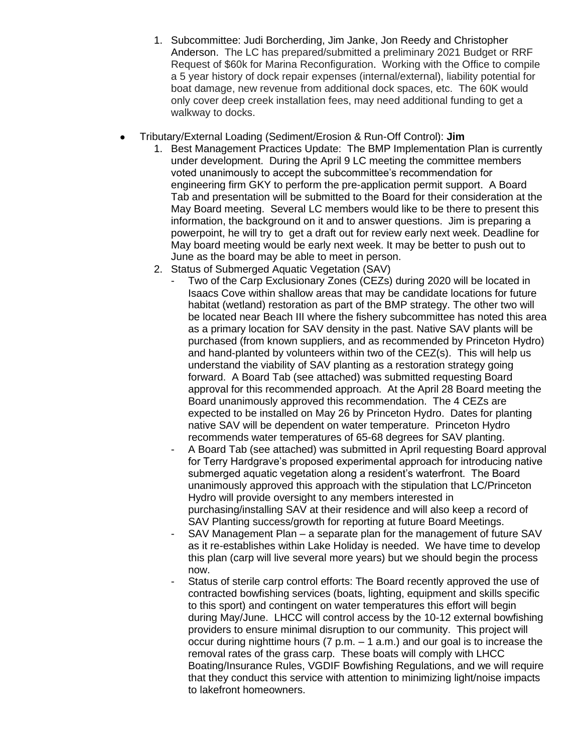1. Subcommittee: Judi Borcherding, Jim Janke, Jon Reedy and Christopher Anderson. The LC has prepared/submitted a preliminary 2021 Budget or RRF Request of $60k for Marina Reconfiguration. Working with the Office to compile a 5 year history of dock repair expenses (internal/external), liability potential for boat damage, new revenue from additional dock spaces, etc. The 60K would only cover deep creek installation fees, may need additional funding to get a walkway to docks.

- Tributary/External Loading (Sediment/Erosion & Run-Off Control): **Jim**
  1. Best Management Practices Update: The BMP Implementation Plan is currently under development. During the April 9 LC meeting the committee members voted unanimously to accept the subcommittee's recommendation for engineering firm GKY to perform the pre-application permit support. A Board Tab and presentation will be submitted to the Board for their consideration at the May Board meeting. Several LC members would like to be there to present this information, the background on it and to answer questions. Jim is preparing a powerpoint, he will try to get a draft out for review early next week. Deadline for May board meeting would be early next week. It may be better to push out to June as the board may be able to meet in person.
  2. Status of Submerged Aquatic Vegetation (SAV)
     - Two of the Carp Exclusionary Zones (CEZs) during 2020 will be located in Isaacs Cove within shallow areas that may be candidate locations for future habitat (wetland) restoration as part of the BMP strategy. The other two will be located near Beach III where the fishery subcommittee has noted this area as a primary location for SAV density in the past. Native SAV plants will be purchased (from known suppliers, and as recommended by Princeton Hydro) and hand-planted by volunteers within two of the CEZ(s). This will help us understand the viability of SAV planting as a restoration strategy going forward. A Board Tab (see attached) was submitted requesting Board approval for this recommended approach. At the April 28 Board meeting the Board unanimously approved this recommendation. The 4 CEZs are expected to be installed on May 26 by Princeton Hydro. Dates for planting native SAV will be dependent on water temperature. Princeton Hydro recommends water temperatures of 65-68 degrees for SAV planting.
     - A Board Tab (see attached) was submitted in April requesting Board approval for Terry Hardgrave's proposed experimental approach for introducing native submerged aquatic vegetation along a resident's waterfront. The Board unanimously approved this approach with the stipulation that LC/Princeton Hydro will provide oversight to any members interested in purchasing/installing SAV at their residence and will also keep a record of SAV Planting success/growth for reporting at future Board Meetings.
     - SAV Management Plan – a separate plan for the management of future SAV as it re-establishes within Lake Holiday is needed. We have time to develop this plan (carp will live several more years) but we should begin the process now.
     - Status of sterile carp control efforts: The Board recently approved the use of contracted bowfishing services (boats, lighting, equipment and skills specific to this sport) and contingent on water temperatures this effort will begin during May/June. LHCC will control access by the 10-12 external bowfishing providers to ensure minimal disruption to our community. This project will occur during nighttime hours (7 p.m. – 1 a.m.) and our goal is to increase the removal rates of the grass carp. These boats will comply with LHCC Boating/Insurance Rules, VGDIF Bowfishing Regulations, and we will require that they conduct this service with attention to minimizing light/noise impacts to lakefront homeowners.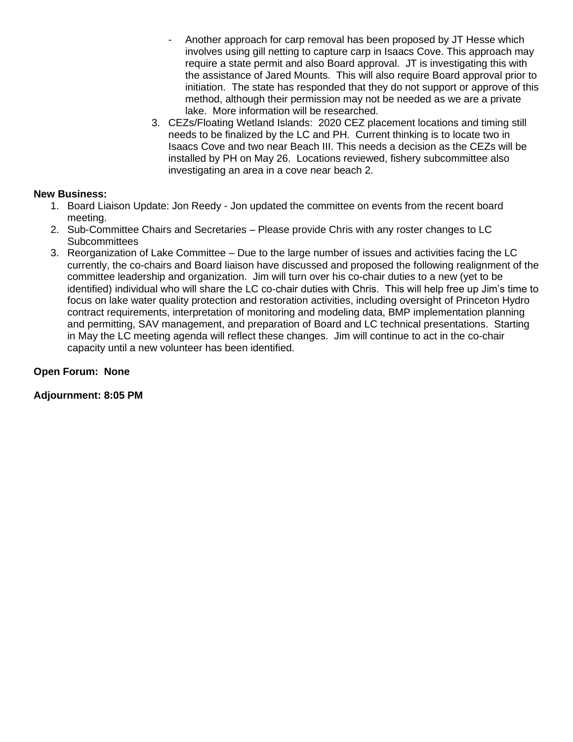- Another approach for carp removal has been proposed by JT Hesse which involves using gill netting to capture carp in Isaacs Cove. This approach may require a state permit and also Board approval. JT is investigating this with the assistance of Jared Mounts. This will also require Board approval prior to initiation. The state has responded that they do not support or approve of this method, although their permission may not be needed as we are a private lake. More information will be researched.

3. CEZs/Floating Wetland Islands: 2020 CEZ placement locations and timing still needs to be finalized by the LC and PH. Current thinking is to locate two in Isaacs Cove and two near Beach III. This needs a decision as the CEZs will be installed by PH on May 26. Locations reviewed, fishery subcommittee also investigating an area in a cove near beach 2.

**New Business:**

1. Board Liaison Update: Jon Reedy - Jon updated the committee on events from the recent board meeting.
2. Sub-Committee Chairs and Secretaries – Please provide Chris with any roster changes to LC Subcommittees
3. Reorganization of Lake Committee – Due to the large number of issues and activities facing the LC currently, the co-chairs and Board liaison have discussed and proposed the following realignment of the committee leadership and organization. Jim will turn over his co-chair duties to a new (yet to be identified) individual who will share the LC co-chair duties with Chris. This will help free up Jim's time to focus on lake water quality protection and restoration activities, including oversight of Princeton Hydro contract requirements, interpretation of monitoring and modeling data, BMP implementation planning and permitting, SAV management, and preparation of Board and LC technical presentations. Starting in May the LC meeting agenda will reflect these changes. Jim will continue to act in the co-chair capacity until a new volunteer has been identified.

**Open Forum: None**

**Adjournment: 8:05 PM**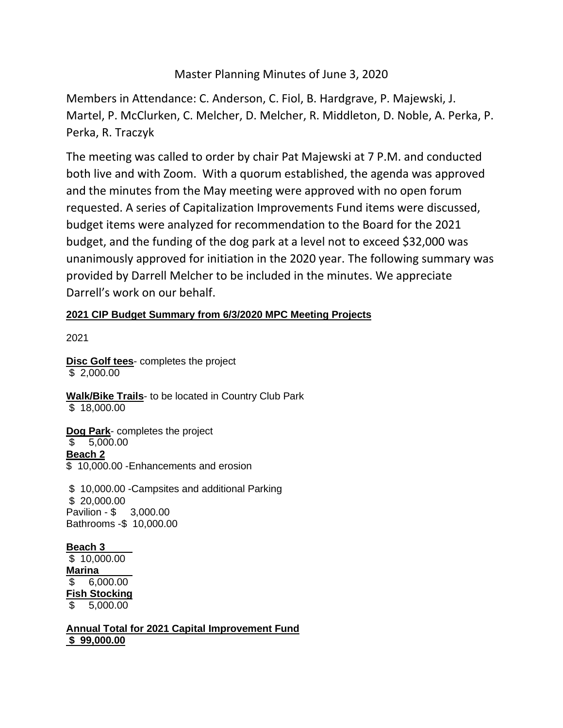# Master Planning Minutes of June 3, 2020

Members in Attendance: C. Anderson, C. Fiol, B. Hardgrave, P. Majewski, J. Martel, P. McClurken, C. Melcher, D. Melcher, R. Middleton, D. Noble, A. Perka, P. Perka, R. Traczyk

The meeting was called to order by chair Pat Majewski at 7 P.M. and conducted both live and with Zoom. With a quorum established, the agenda was approved and the minutes from the May meeting were approved with no open forum requested. A series of Capitalization Improvements Fund items were discussed, budget items were analyzed for recommendation to the Board for the 2021 budget, and the funding of the dog park at a level not to exceed $32,000 was unanimously approved for initiation in the 2020 year. The following summary was provided by Darrell Melcher to be included in the minutes. We appreciate Darrell's work on our behalf.

**2021 CIP Budget Summary from 6/3/2020 MPC Meeting Projects**

2021

**Disc Golf tees**- completes the project
$ 2,000.00

**Walk/Bike Trails**- to be located in Country Club Park
$ 18,000.00

**Dog Park**- completes the project
$ 5,000.00

**Beach 2**
$ 10,000.00 -Enhancements and erosion

$ 10,000.00 -Campsites and additional Parking
$ 20,000.00
Pavilion - $ 3,000.00
Bathrooms -$ 10,000.00

**Beach 3**
$ 10,000.00

**Marina**
$ 6,000.00

**Fish Stocking**
$ 5,000.00

**Annual Total for 2021 Capital Improvement Fund**
**$ 99,000.00**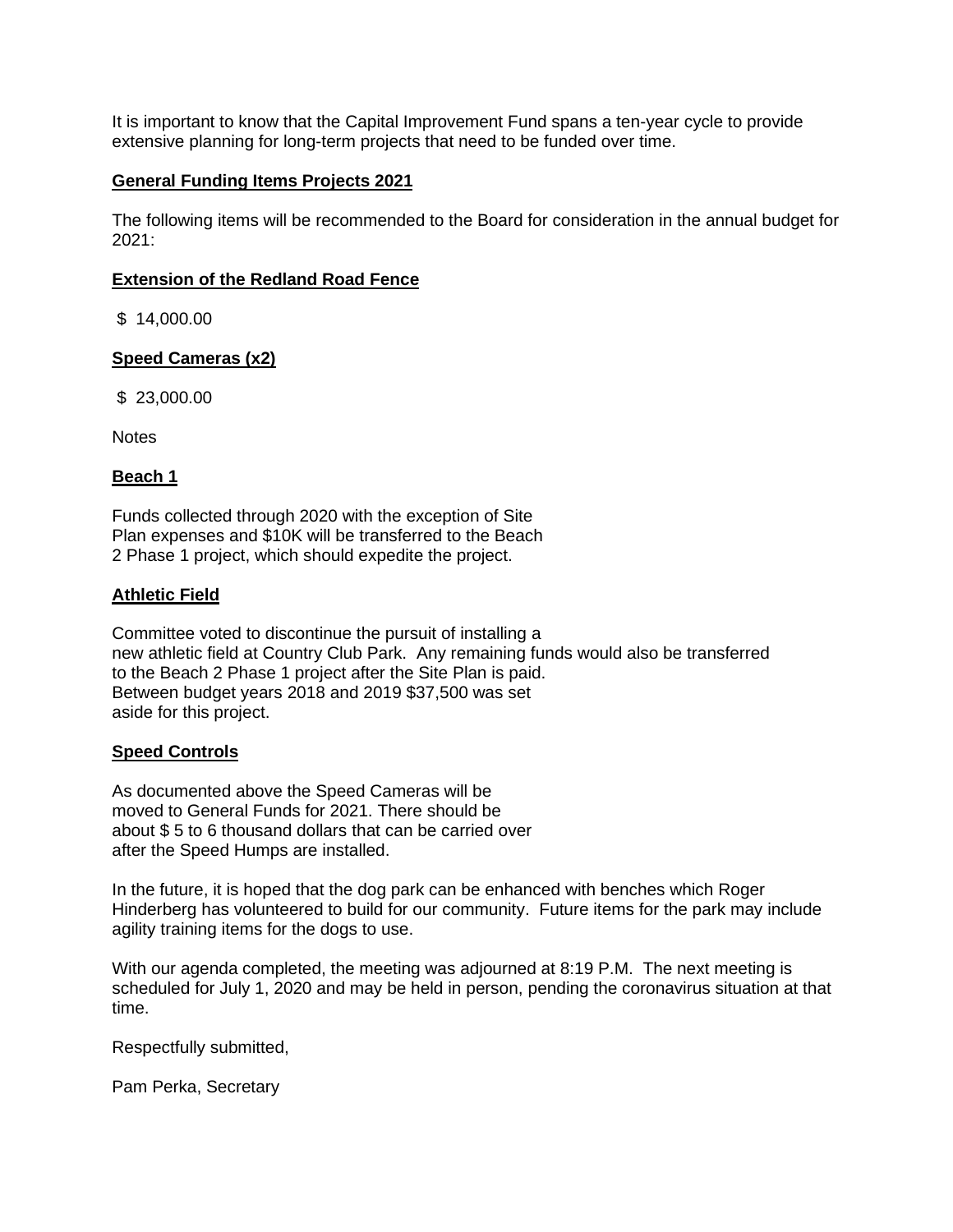It is important to know that the Capital Improvement Fund spans a ten-year cycle to provide extensive planning for long-term projects that need to be funded over time.

**General Funding Items Projects 2021**

The following items will be recommended to the Board for consideration in the annual budget for 2021:

**Extension of the Redland Road Fence**

$ 14,000.00

**Speed Cameras (x2)**

$ 23,000.00

Notes

**Beach 1**

Funds collected through 2020 with the exception of Site Plan expenses and $10K will be transferred to the Beach 2 Phase 1 project, which should expedite the project.

**Athletic Field**

Committee voted to discontinue the pursuit of installing a new athletic field at Country Club Park. Any remaining funds would also be transferred to the Beach 2 Phase 1 project after the Site Plan is paid. Between budget years 2018 and 2019 $37,500 was set aside for this project.

**Speed Controls**

As documented above the Speed Cameras will be moved to General Funds for 2021. There should be about $ 5 to 6 thousand dollars that can be carried over after the Speed Humps are installed.

In the future, it is hoped that the dog park can be enhanced with benches which Roger Hinderberg has volunteered to build for our community. Future items for the park may include agility training items for the dogs to use.

With our agenda completed, the meeting was adjourned at 8:19 P.M. The next meeting is scheduled for July 1, 2020 and may be held in person, pending the coronavirus situation at that time.

Respectfully submitted,

Pam Perka, Secretary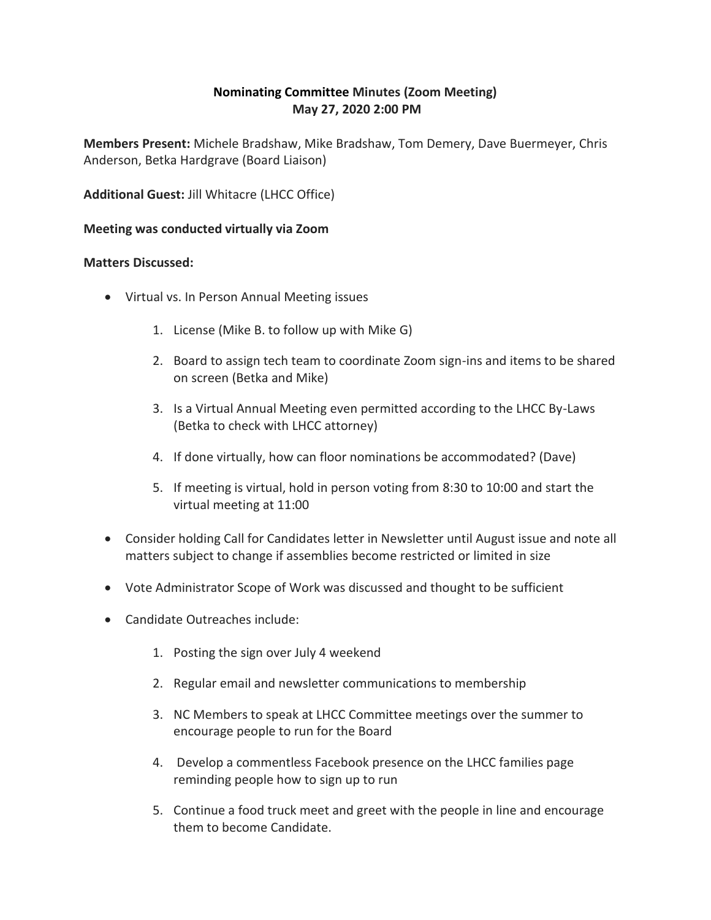**Nominating Committee Minutes (Zoom Meeting)**
**May 27, 2020 2:00 PM**

**Members Present:** Michele Bradshaw, Mike Bradshaw, Tom Demery, Dave Buermeyer, Chris Anderson, Betka Hardgrave (Board Liaison)

**Additional Guest:** Jill Whitacre (LHCC Office)

**Meeting was conducted virtually via Zoom**

**Matters Discussed:**

- Virtual vs. In Person Annual Meeting issues
  1. License (Mike B. to follow up with Mike G)
  2. Board to assign tech team to coordinate Zoom sign-ins and items to be shared on screen (Betka and Mike)
  3. Is a Virtual Annual Meeting even permitted according to the LHCC By-Laws (Betka to check with LHCC attorney)
  4. If done virtually, how can floor nominations be accommodated? (Dave)
  5. If meeting is virtual, hold in person voting from 8:30 to 10:00 and start the virtual meeting at 11:00
- Consider holding Call for Candidates letter in Newsletter until August issue and note all matters subject to change if assemblies become restricted or limited in size
- Vote Administrator Scope of Work was discussed and thought to be sufficient
- Candidate Outreaches include:
  1. Posting the sign over July 4 weekend
  2. Regular email and newsletter communications to membership
  3. NC Members to speak at LHCC Committee meetings over the summer to encourage people to run for the Board
  4. Develop a commentless Facebook presence on the LHCC families page reminding people how to sign up to run
  5. Continue a food truck meet and greet with the people in line and encourage them to become Candidate.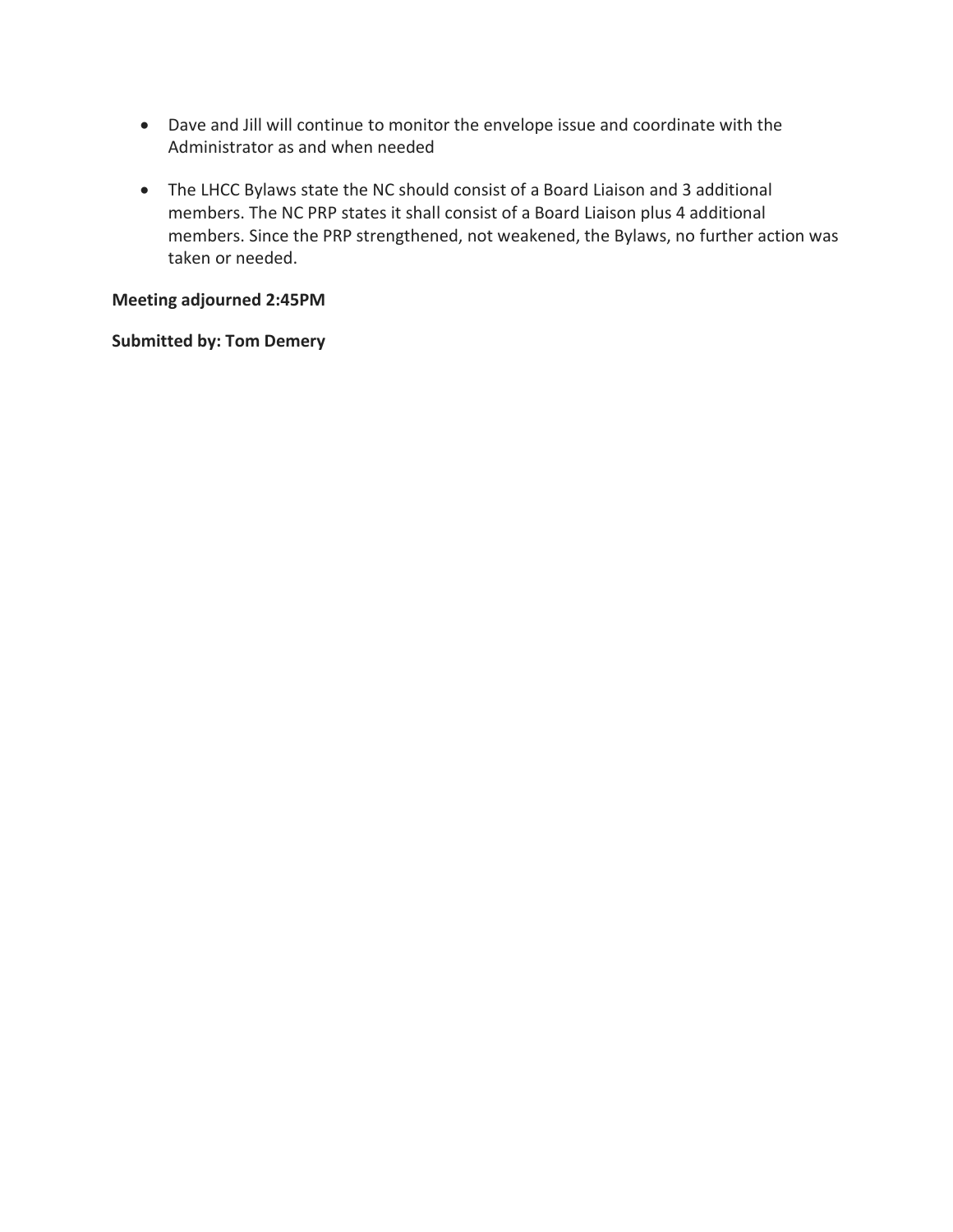- Dave and Jill will continue to monitor the envelope issue and coordinate with the Administrator as and when needed
- The LHCC Bylaws state the NC should consist of a Board Liaison and 3 additional members. The NC PRP states it shall consist of a Board Liaison plus 4 additional members. Since the PRP strengthened, not weakened, the Bylaws, no further action was taken or needed.

**Meeting adjourned 2:45PM**

**Submitted by: Tom Demery**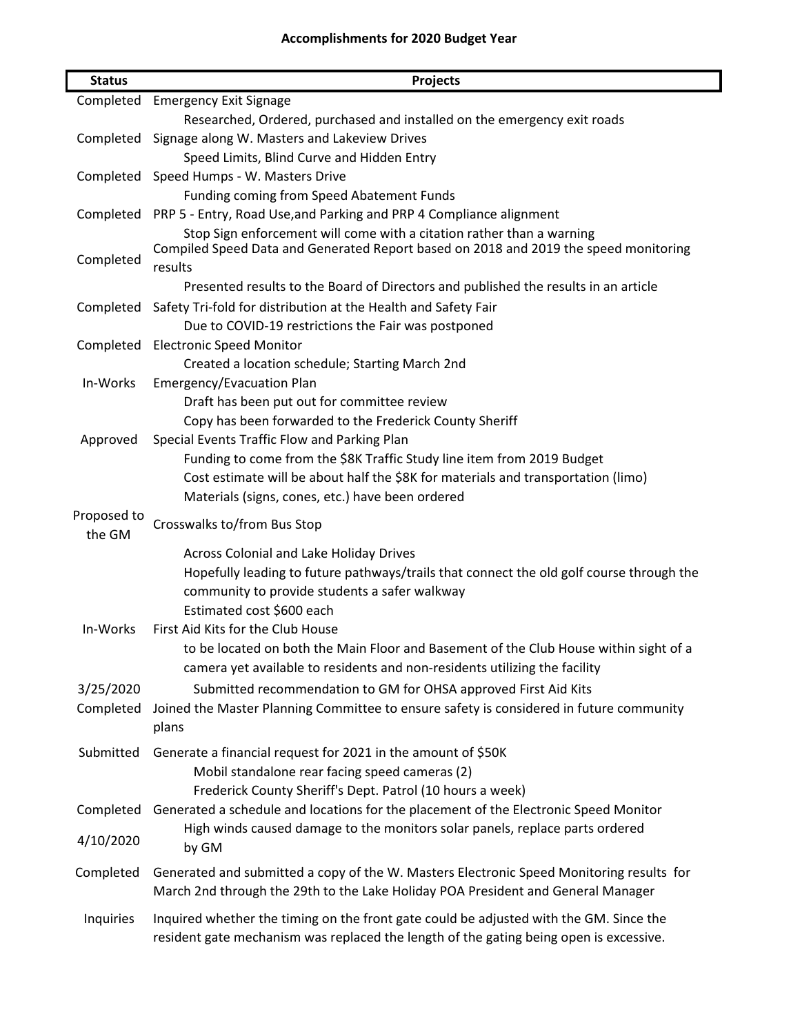**Accomplishments for 2020 Budget Year**

| Status | Projects |
| --- | --- |
| Completed | Emergency Exit Signage |
| | Researched, Ordered, purchased and installed on the emergency exit roads |
| Completed | Signage along W. Masters and Lakeview Drives |
| | Speed Limits, Blind Curve and Hidden Entry |
| Completed | Speed Humps - W. Masters Drive |
| | Funding coming from Speed Abatement Funds |
| Completed | PRP 5 - Entry, Road Use,and Parking and PRP 4 Compliance alignment |
| | Stop Sign enforcement will come with a citation rather than a warning |
| Completed | Compiled Speed Data and Generated Report based on 2018 and 2019 the speed monitoring results |
| | Presented results to the Board of Directors and published the results in an article |
| Completed | Safety Tri-fold for distribution at the Health and Safety Fair |
| | Due to COVID-19 restrictions the Fair was postponed |
| Completed | Electronic Speed Monitor |
| | Created a location schedule; Starting March 2nd |
| In-Works | Emergency/Evacuation Plan |
| | Draft has been put out for committee review |
| | Copy has been forwarded to the Frederick County Sheriff |
| Approved | Special Events Traffic Flow and Parking Plan |
| | Funding to come from the $8K Traffic Study line item from 2019 Budget |
| | Cost estimate will be about half the $8K for materials and transportation (limo) |
| | Materials (signs, cones, etc.) have been ordered |
| Proposed to the GM | Crosswalks to/from Bus Stop |
| | Across Colonial and Lake Holiday Drives |
| | Hopefully leading to future pathways/trails that connect the old golf course through the community to provide students a safer walkway |
| | Estimated cost $600 each |
| In-Works | First Aid Kits for the Club House |
| | to be located on both the Main Floor and Basement of the Club House within sight of a camera yet available to residents and non-residents utilizing the facility |
| 3/25/2020 | Submitted recommendation to GM for OHSA approved First Aid Kits |
| Completed | Joined the Master Planning Committee to ensure safety is considered in future community plans |
| Submitted | Generate a financial request for 2021 in the amount of $50K |
| | Mobil standalone rear facing speed cameras (2) |
| | Frederick County Sheriff's Dept. Patrol (10 hours a week) |
| Completed | Generated a schedule and locations for the placement of the Electronic Speed Monitor |
| 4/10/2020 | High winds caused damage to the monitors solar panels, replace parts ordered by GM |
| Completed | Generated and submitted a copy of the W. Masters Electronic Speed Monitoring results for March 2nd through the 29th to the Lake Holiday POA President and General Manager |
| Inquiries | Inquired whether the timing on the front gate could be adjusted with the GM. Since the resident gate mechanism was replaced the length of the gating being open is excessive. |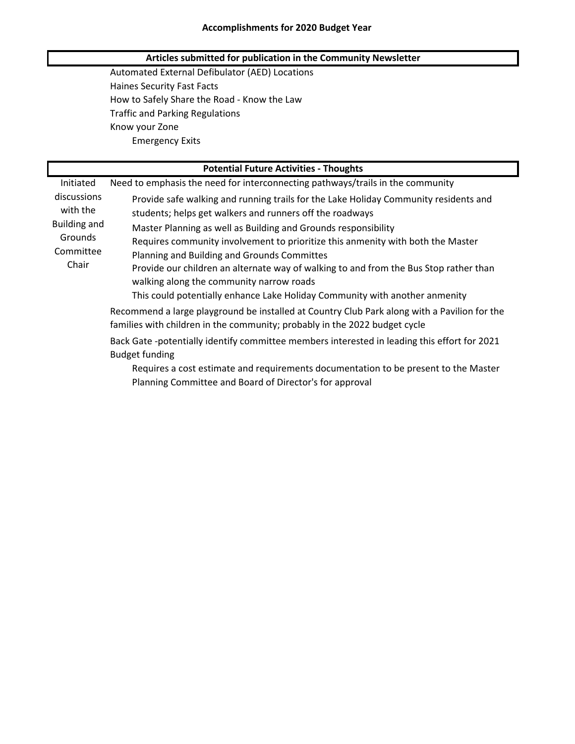## Accomplishments for 2020 Budget Year

| Articles submitted for publication in the Community Newsletter |
| --- |

- Automated External Defibulator (AED) Locations
- Haines Security Fast Facts
- How to Safely Share the Road - Know the Law
- Traffic and Parking Regulations
- Know your Zone
  - Emergency Exits

| Potential Future Activities - Thoughts |
| --- |

Initiated discussions with the Building and Grounds Committee Chair

- Need to emphasis the need for interconnecting pathways/trails in the community
  - Provide safe walking and running trails for the Lake Holiday Community residents and students; helps get walkers and runners off the roadways
  - Master Planning as well as Building and Grounds responsibility
  - Requires community involvement to prioritize this anmenity with both the Master Planning and Building and Grounds Committes
  - Provide our children an alternate way of walking to and from the Bus Stop rather than walking along the community narrow roads
  - This could potentially enhance Lake Holiday Community with another anmenity
- Recommend a large playground be installed at Country Club Park along with a Pavilion for the families with children in the community; probably in the 2022 budget cycle
- Back Gate -potentially identify committee members interested in leading this effort for 2021 Budget funding
  - Requires a cost estimate and requirements documentation to be present to the Master Planning Committee and Board of Director's for approval